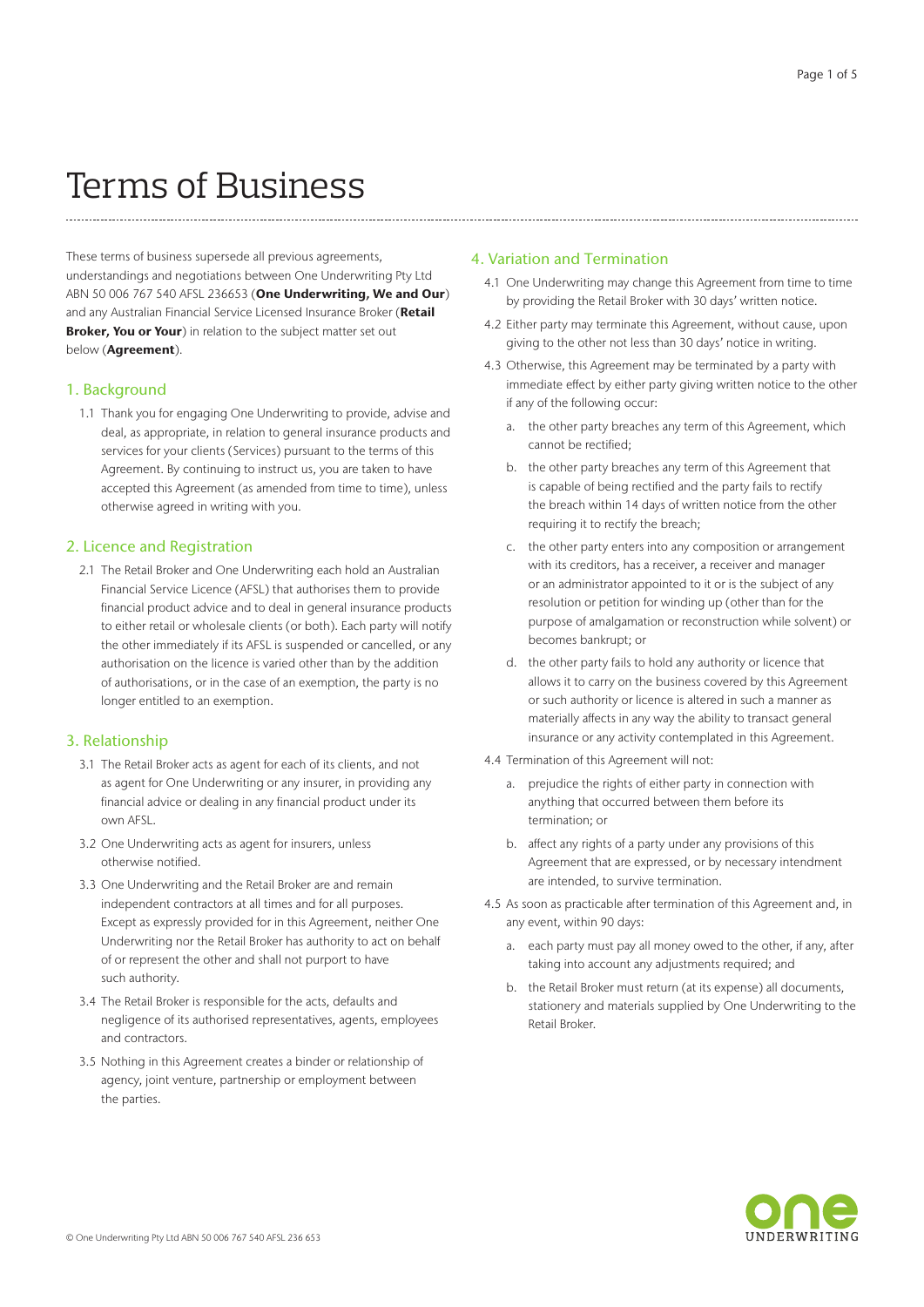# Terms of Business

These terms of business supersede all previous agreements, understandings and negotiations between One Underwriting Pty Ltd ABN 50 006 767 540 AFSL 236653 (**One Underwriting, We and Our**) and any Australian Financial Service Licensed Insurance Broker (**Retail Broker, You or Your**) in relation to the subject matter set out below (**Agreement**).

## 1. Background

1.1 Thank you for engaging One Underwriting to provide, advise and deal, as appropriate, in relation to general insurance products and services for your clients (Services) pursuant to the terms of this Agreement. By continuing to instruct us, you are taken to have accepted this Agreement (as amended from time to time), unless otherwise agreed in writing with you.

## 2. Licence and Registration

2.1 The Retail Broker and One Underwriting each hold an Australian Financial Service Licence (AFSL) that authorises them to provide financial product advice and to deal in general insurance products to either retail or wholesale clients (or both). Each party will notify the other immediately if its AFSL is suspended or cancelled, or any authorisation on the licence is varied other than by the addition of authorisations, or in the case of an exemption, the party is no longer entitled to an exemption.

## 3. Relationship

3.1 The Retail Broker acts as agent for each of its clients, and not as agent for One Underwriting or any insurer, in providing any financial advice or dealing in any financial product under its own AFSL.

3.2 One Underwriting acts as agent for insurers, unless otherwise notified.

3.3 One Underwriting and the Retail Broker are and remain independent contractors at all times and for all purposes. Except as expressly provided for in this Agreement, neither One Underwriting nor the Retail Broker has authority to act on behalf of or represent the other and shall not purport to have such authority.

3.4 The Retail Broker is responsible for the acts, defaults and negligence of its authorised representatives, agents, employees and contractors.

3.5 Nothing in this Agreement creates a binder or relationship of agency, joint venture, partnership or employment between the parties.

## 4. Variation and Termination

4.1 One Underwriting may change this Agreement from time to time by providing the Retail Broker with 30 days' written notice.

4.2 Either party may terminate this Agreement, without cause, upon giving to the other not less than 30 days' notice in writing.

4.3 Otherwise, this Agreement may be terminated by a party with immediate effect by either party giving written notice to the other if any of the following occur:

a. the other party breaches any term of this Agreement, which cannot be rectified;

b. the other party breaches any term of this Agreement that is capable of being rectified and the party fails to rectify the breach within 14 days of written notice from the other requiring it to rectify the breach;

c. the other party enters into any composition or arrangement with its creditors, has a receiver, a receiver and manager or an administrator appointed to it or is the subject of any resolution or petition for winding up (other than for the purpose of amalgamation or reconstruction while solvent) or becomes bankrupt; or

d. the other party fails to hold any authority or licence that allows it to carry on the business covered by this Agreement or such authority or licence is altered in such a manner as materially affects in any way the ability to transact general insurance or any activity contemplated in this Agreement.

4.4 Termination of this Agreement will not:

a. prejudice the rights of either party in connection with anything that occurred between them before its termination; or

b. affect any rights of a party under any provisions of this Agreement that are expressed, or by necessary intendment are intended, to survive termination.

4.5 As soon as practicable after termination of this Agreement and, in any event, within 90 days:

a. each party must pay all money owed to the other, if any, after taking into account any adjustments required; and

b. the Retail Broker must return (at its expense) all documents, stationery and materials supplied by One Underwriting to the Retail Broker.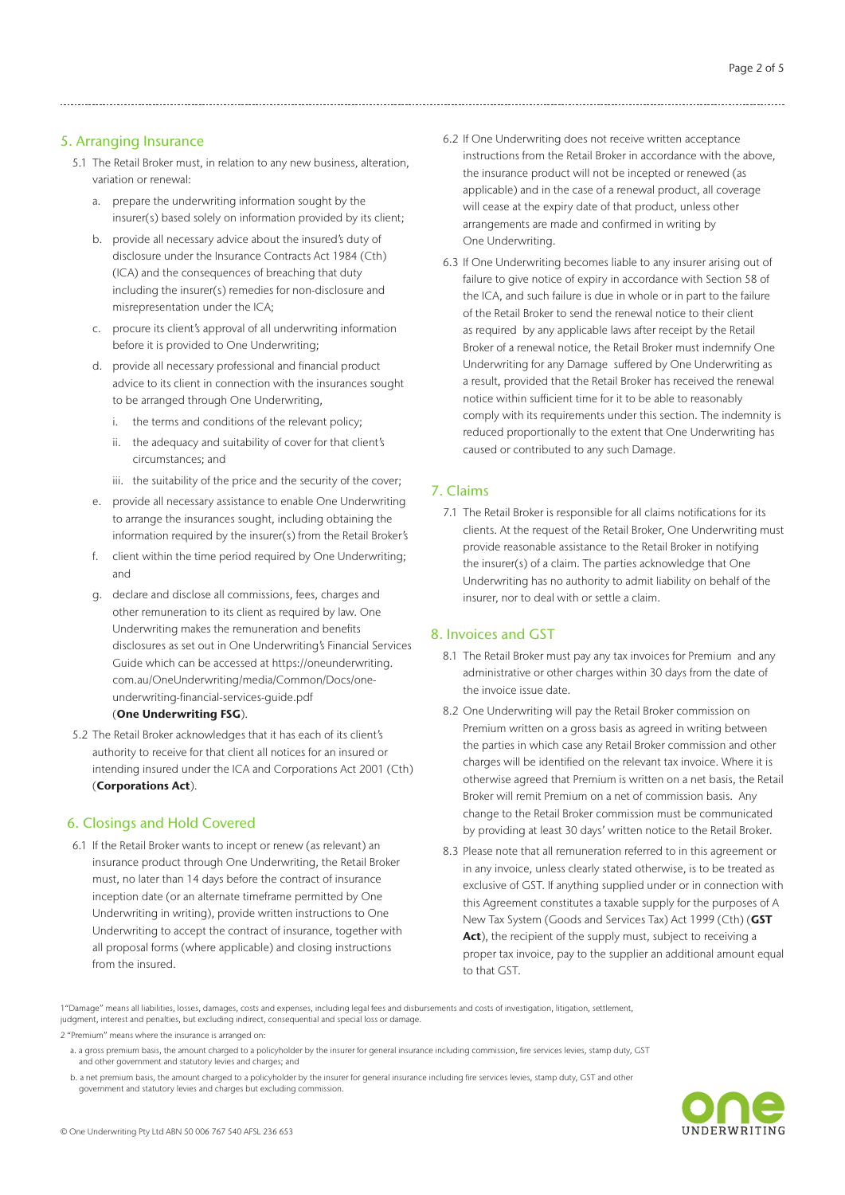## 5. Arranging Insurance

5.1 The Retail Broker must, in relation to any new business, alteration, variation or renewal:

a. prepare the underwriting information sought by the insurer(s) based solely on information provided by its client;

b. provide all necessary advice about the insured's duty of disclosure under the Insurance Contracts Act 1984 (Cth) (ICA) and the consequences of breaching that duty including the insurer(s) remedies for non-disclosure and misrepresentation under the ICA;

c. procure its client's approval of all underwriting information before it is provided to One Underwriting;

d. provide all necessary professional and financial product advice to its client in connection with the insurances sought to be arranged through One Underwriting,

   i. the terms and conditions of the relevant policy;

   ii. the adequacy and suitability of cover for that client's circumstances; and

   iii. the suitability of the price and the security of the cover;

e. provide all necessary assistance to enable One Underwriting to arrange the insurances sought, including obtaining the information required by the insurer(s) from the Retail Broker's

f. client within the time period required by One Underwriting; and

g. declare and disclose all commissions, fees, charges and other remuneration to its client as required by law. One Underwriting makes the remuneration and benefits disclosures as set out in One Underwriting's Financial Services Guide which can be accessed at https://oneunderwriting.com.au/OneUnderwriting/media/Common/Docs/one-underwriting-financial-services-guide.pdf (**One Underwriting FSG**).

5.2 The Retail Broker acknowledges that it has each of its client's authority to receive for that client all notices for an insured or intending insured under the ICA and Corporations Act 2001 (Cth) (**Corporations Act**).

## 6. Closings and Hold Covered

6.1 If the Retail Broker wants to incept or renew (as relevant) an insurance product through One Underwriting, the Retail Broker must, no later than 14 days before the contract of insurance inception date (or an alternate timeframe permitted by One Underwriting in writing), provide written instructions to One Underwriting to accept the contract of insurance, together with all proposal forms (where applicable) and closing instructions from the insured.

6.2 If One Underwriting does not receive written acceptance instructions from the Retail Broker in accordance with the above, the insurance product will not be incepted or renewed (as applicable) and in the case of a renewal product, all coverage will cease at the expiry date of that product, unless other arrangements are made and confirmed in writing by One Underwriting.

6.3 If One Underwriting becomes liable to any insurer arising out of failure to give notice of expiry in accordance with Section 58 of the ICA, and such failure is due in whole or in part to the failure of the Retail Broker to send the renewal notice to their client as required by any applicable laws after receipt by the Retail Broker of a renewal notice, the Retail Broker must indemnify One Underwriting for any Damage suffered by One Underwriting as a result, provided that the Retail Broker has received the renewal notice within sufficient time for it to be able to reasonably comply with its requirements under this section. The indemnity is reduced proportionally to the extent that One Underwriting has caused or contributed to any such Damage.

## 7. Claims

7.1 The Retail Broker is responsible for all claims notifications for its clients. At the request of the Retail Broker, One Underwriting must provide reasonable assistance to the Retail Broker in notifying the insurer(s) of a claim. The parties acknowledge that One Underwriting has no authority to admit liability on behalf of the insurer, nor to deal with or settle a claim.

## 8. Invoices and GST

8.1 The Retail Broker must pay any tax invoices for Premium and any administrative or other charges within 30 days from the date of the invoice issue date.

8.2 One Underwriting will pay the Retail Broker commission on Premium written on a gross basis as agreed in writing between the parties in which case any Retail Broker commission and other charges will be identified on the relevant tax invoice. Where it is otherwise agreed that Premium is written on a net basis, the Retail Broker will remit Premium on a net of commission basis. Any change to the Retail Broker commission must be communicated by providing at least 30 days' written notice to the Retail Broker.

8.3 Please note that all remuneration referred to in this agreement or in any invoice, unless clearly stated otherwise, is to be treated as exclusive of GST. If anything supplied under or in connection with this Agreement constitutes a taxable supply for the purposes of A New Tax System (Goods and Services Tax) Act 1999 (Cth) (**GST Act**), the recipient of the supply must, subject to receiving a proper tax invoice, pay to the supplier an additional amount equal to that GST.

---

[1] "Damage" means all liabilities, losses, damages, costs and expenses, including legal fees and disbursements and costs of investigation, litigation, settlement, judgment, interest and penalties, but excluding indirect, consequential and special loss or damage.

[2] "Premium" means where the insurance is arranged on:

a. a gross premium basis, the amount charged to a policyholder by the insurer for general insurance including commission, fire services levies, stamp duty, GST and other government and statutory levies and charges; and

b. a net premium basis, the amount charged to a policyholder by the insurer for general insurance including fire services levies, stamp duty, GST and other government and statutory levies and charges but excluding commission.

© One Underwriting Pty Ltd ABN 50 006 767 540 AFSL 236 653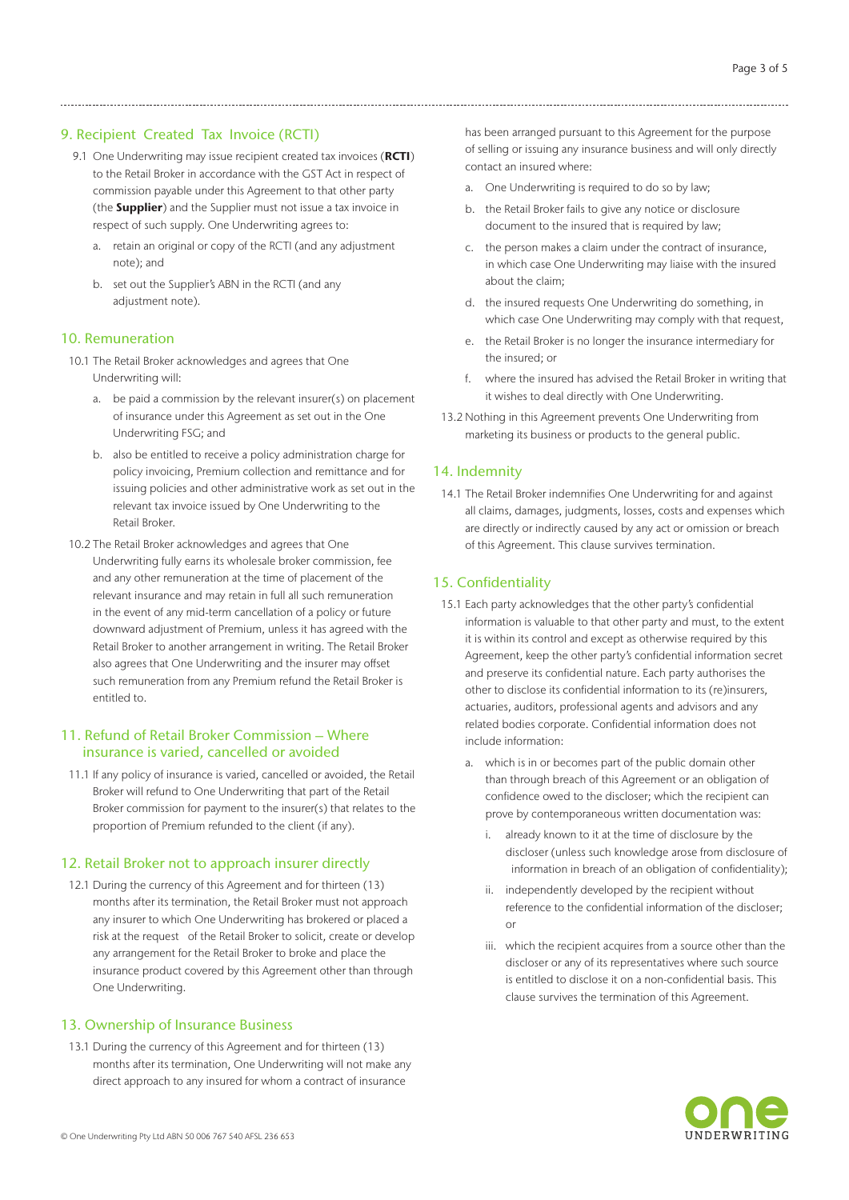## 9. Recipient Created Tax Invoice (RCTI)

9.1 One Underwriting may issue recipient created tax invoices (**RCTI**) to the Retail Broker in accordance with the GST Act in respect of commission payable under this Agreement to that other party (the **Supplier**) and the Supplier must not issue a tax invoice in respect of such supply. One Underwriting agrees to:

a. retain an original or copy of the RCTI (and any adjustment note); and

b. set out the Supplier's ABN in the RCTI (and any adjustment note).

## 10. Remuneration

10.1 The Retail Broker acknowledges and agrees that One Underwriting will:

a. be paid a commission by the relevant insurer(s) on placement of insurance under this Agreement as set out in the One Underwriting FSG; and

b. also be entitled to receive a policy administration charge for policy invoicing, Premium collection and remittance and for issuing policies and other administrative work as set out in the relevant tax invoice issued by One Underwriting to the Retail Broker.

10.2 The Retail Broker acknowledges and agrees that One Underwriting fully earns its wholesale broker commission, fee and any other remuneration at the time of placement of the relevant insurance and may retain in full all such remuneration in the event of any mid-term cancellation of a policy or future downward adjustment of Premium, unless it has agreed with the Retail Broker to another arrangement in writing. The Retail Broker also agrees that One Underwriting and the insurer may offset such remuneration from any Premium refund the Retail Broker is entitled to.

## 11. Refund of Retail Broker Commission – Where insurance is varied, cancelled or avoided

11.1 If any policy of insurance is varied, cancelled or avoided, the Retail Broker will refund to One Underwriting that part of the Retail Broker commission for payment to the insurer(s) that relates to the proportion of Premium refunded to the client (if any).

## 12. Retail Broker not to approach insurer directly

12.1 During the currency of this Agreement and for thirteen (13) months after its termination, the Retail Broker must not approach any insurer to which One Underwriting has brokered or placed a risk at the request of the Retail Broker to solicit, create or develop any arrangement for the Retail Broker to broke and place the insurance product covered by this Agreement other than through One Underwriting.

## 13. Ownership of Insurance Business

13.1 During the currency of this Agreement and for thirteen (13) months after its termination, One Underwriting will not make any direct approach to any insured for whom a contract of insurance has been arranged pursuant to this Agreement for the purpose of selling or issuing any insurance business and will only directly contact an insured where:

a. One Underwriting is required to do so by law;

b. the Retail Broker fails to give any notice or disclosure document to the insured that is required by law;

c. the person makes a claim under the contract of insurance, in which case One Underwriting may liaise with the insured about the claim;

d. the insured requests One Underwriting do something, in which case One Underwriting may comply with that request,

e. the Retail Broker is no longer the insurance intermediary for the insured; or

f. where the insured has advised the Retail Broker in writing that it wishes to deal directly with One Underwriting.

13.2 Nothing in this Agreement prevents One Underwriting from marketing its business or products to the general public.

## 14. Indemnity

14.1 The Retail Broker indemnifies One Underwriting for and against all claims, damages, judgments, losses, costs and expenses which are directly or indirectly caused by any act or omission or breach of this Agreement. This clause survives termination.

## 15. Confidentiality

15.1 Each party acknowledges that the other party's confidential information is valuable to that other party and must, to the extent it is within its control and except as otherwise required by this Agreement, keep the other party's confidential information secret and preserve its confidential nature. Each party authorises the other to disclose its confidential information to its (re)insurers, actuaries, auditors, professional agents and advisors and any related bodies corporate. Confidential information does not include information:

a. which is in or becomes part of the public domain other than through breach of this Agreement or an obligation of confidence owed to the discloser; which the recipient can prove by contemporaneous written documentation was:

i. already known to it at the time of disclosure by the discloser (unless such knowledge arose from disclosure of information in breach of an obligation of confidentiality);

ii. independently developed by the recipient without reference to the confidential information of the discloser; or

iii. which the recipient acquires from a source other than the discloser or any of its representatives where such source is entitled to disclose it on a non-confidential basis. This clause survives the termination of this Agreement.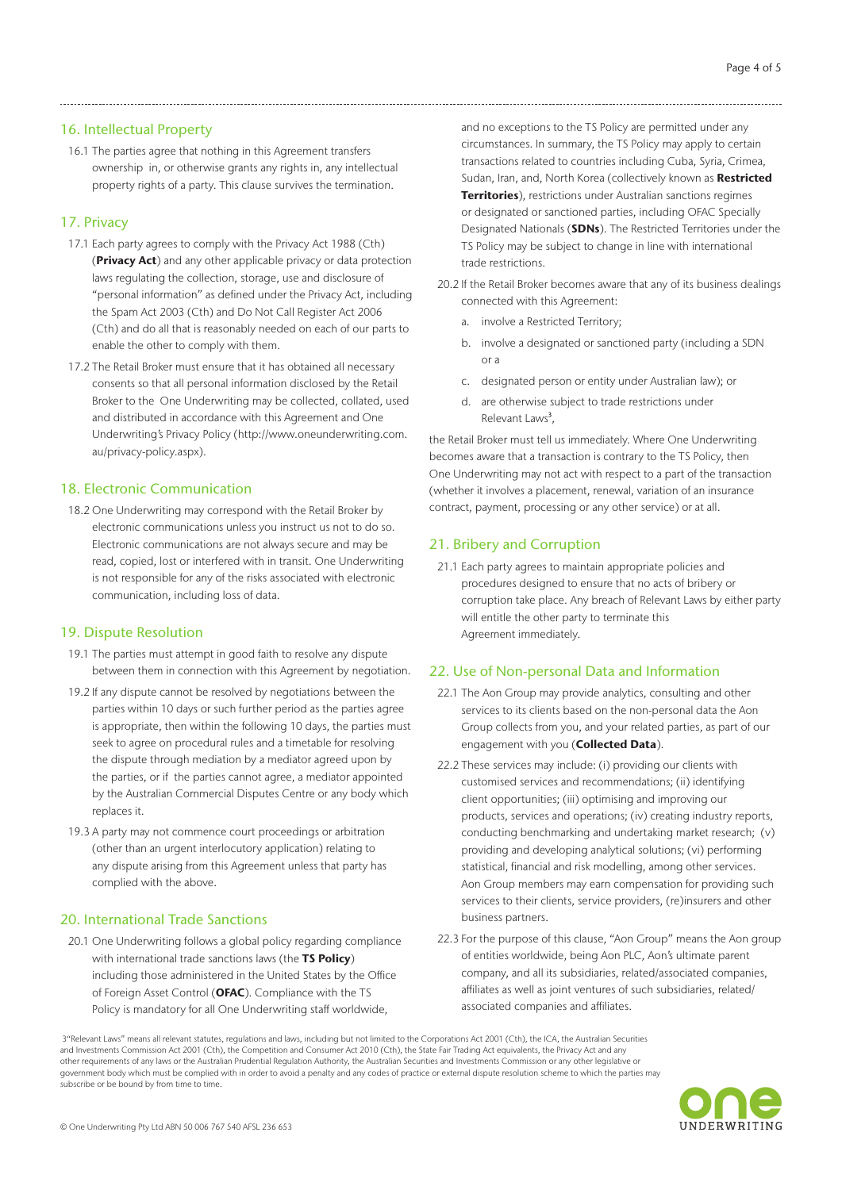## 16. Intellectual Property

16.1 The parties agree that nothing in this Agreement transfers ownership in, or otherwise grants any rights in, any intellectual property rights of a party. This clause survives the termination.

## 17. Privacy

17.1 Each party agrees to comply with the Privacy Act 1988 (Cth) (**Privacy Act**) and any other applicable privacy or data protection laws regulating the collection, storage, use and disclosure of "personal information" as defined under the Privacy Act, including the Spam Act 2003 (Cth) and Do Not Call Register Act 2006 (Cth) and do all that is reasonably needed on each of our parts to enable the other to comply with them.

17.2 The Retail Broker must ensure that it has obtained all necessary consents so that all personal information disclosed by the Retail Broker to the One Underwriting may be collected, collated, used and distributed in accordance with this Agreement and One Underwriting's Privacy Policy (http://www.oneunderwriting.com.au/privacy-policy.aspx).

## 18. Electronic Communication

18.2 One Underwriting may correspond with the Retail Broker by electronic communications unless you instruct us not to do so. Electronic communications are not always secure and may be read, copied, lost or interfered with in transit. One Underwriting is not responsible for any of the risks associated with electronic communication, including loss of data.

## 19. Dispute Resolution

19.1 The parties must attempt in good faith to resolve any dispute between them in connection with this Agreement by negotiation.

19.2 If any dispute cannot be resolved by negotiations between the parties within 10 days or such further period as the parties agree is appropriate, then within the following 10 days, the parties must seek to agree on procedural rules and a timetable for resolving the dispute through mediation by a mediator agreed upon by the parties, or if the parties cannot agree, a mediator appointed by the Australian Commercial Disputes Centre or any body which replaces it.

19.3 A party may not commence court proceedings or arbitration (other than an urgent interlocutory application) relating to any dispute arising from this Agreement unless that party has complied with the above.

## 20. International Trade Sanctions

20.1 One Underwriting follows a global policy regarding compliance with international trade sanctions laws (the **TS Policy**) including those administered in the United States by the Office of Foreign Asset Control (**OFAC**). Compliance with the TS Policy is mandatory for all One Underwriting staff worldwide, and no exceptions to the TS Policy are permitted under any circumstances. In summary, the TS Policy may apply to certain transactions related to countries including Cuba, Syria, Crimea, Sudan, Iran, and, North Korea (collectively known as **Restricted Territories**), restrictions under Australian sanctions regimes or designated or sanctioned parties, including OFAC Specially Designated Nationals (**SDNs**). The Restricted Territories under the TS Policy may be subject to change in line with international trade restrictions.

20.2 If the Retail Broker becomes aware that any of its business dealings connected with this Agreement:

a. involve a Restricted Territory;

b. involve a designated or sanctioned party (including a SDN or a

c. designated person or entity under Australian law); or

d. are otherwise subject to trade restrictions under Relevant Laws[3],

the Retail Broker must tell us immediately. Where One Underwriting becomes aware that a transaction is contrary to the TS Policy, then One Underwriting may not act with respect to a part of the transaction (whether it involves a placement, renewal, variation of an insurance contract, payment, processing or any other service) or at all.

## 21. Bribery and Corruption

21.1 Each party agrees to maintain appropriate policies and procedures designed to ensure that no acts of bribery or corruption take place. Any breach of Relevant Laws by either party will entitle the other party to terminate this Agreement immediately.

## 22. Use of Non-personal Data and Information

22.1 The Aon Group may provide analytics, consulting and other services to its clients based on the non-personal data the Aon Group collects from you, and your related parties, as part of our engagement with you (**Collected Data**).

22.2 These services may include: (i) providing our clients with customised services and recommendations; (ii) identifying client opportunities; (iii) optimising and improving our products, services and operations; (iv) creating industry reports, conducting benchmarking and undertaking market research; (v) providing and developing analytical solutions; (vi) performing statistical, financial and risk modelling, among other services. Aon Group members may earn compensation for providing such services to their clients, service providers, (re)insurers and other business partners.

22.3 For the purpose of this clause, "Aon Group" means the Aon group of entities worldwide, being Aon PLC, Aon's ultimate parent company, and all its subsidiaries, related/associated companies, affiliates as well as joint ventures of such subsidiaries, related/associated companies and affiliates.

[3]"Relevant Laws" means all relevant statutes, regulations and laws, including but not limited to the Corporations Act 2001 (Cth), the ICA, the Australian Securities and Investments Commission Act 2001 (Cth), the Competition and Consumer Act 2010 (Cth), the State Fair Trading Act equivalents, the Privacy Act and any other requirements of any laws or the Australian Prudential Regulation Authority, the Australian Securities and Investments Commission or any other legislative or government body which must be complied with in order to avoid a penalty and any codes of practice or external dispute resolution scheme to which the parties may subscribe or be bound by from time to time.

© One Underwriting Pty Ltd ABN 50 006 767 540 AFSL 236 653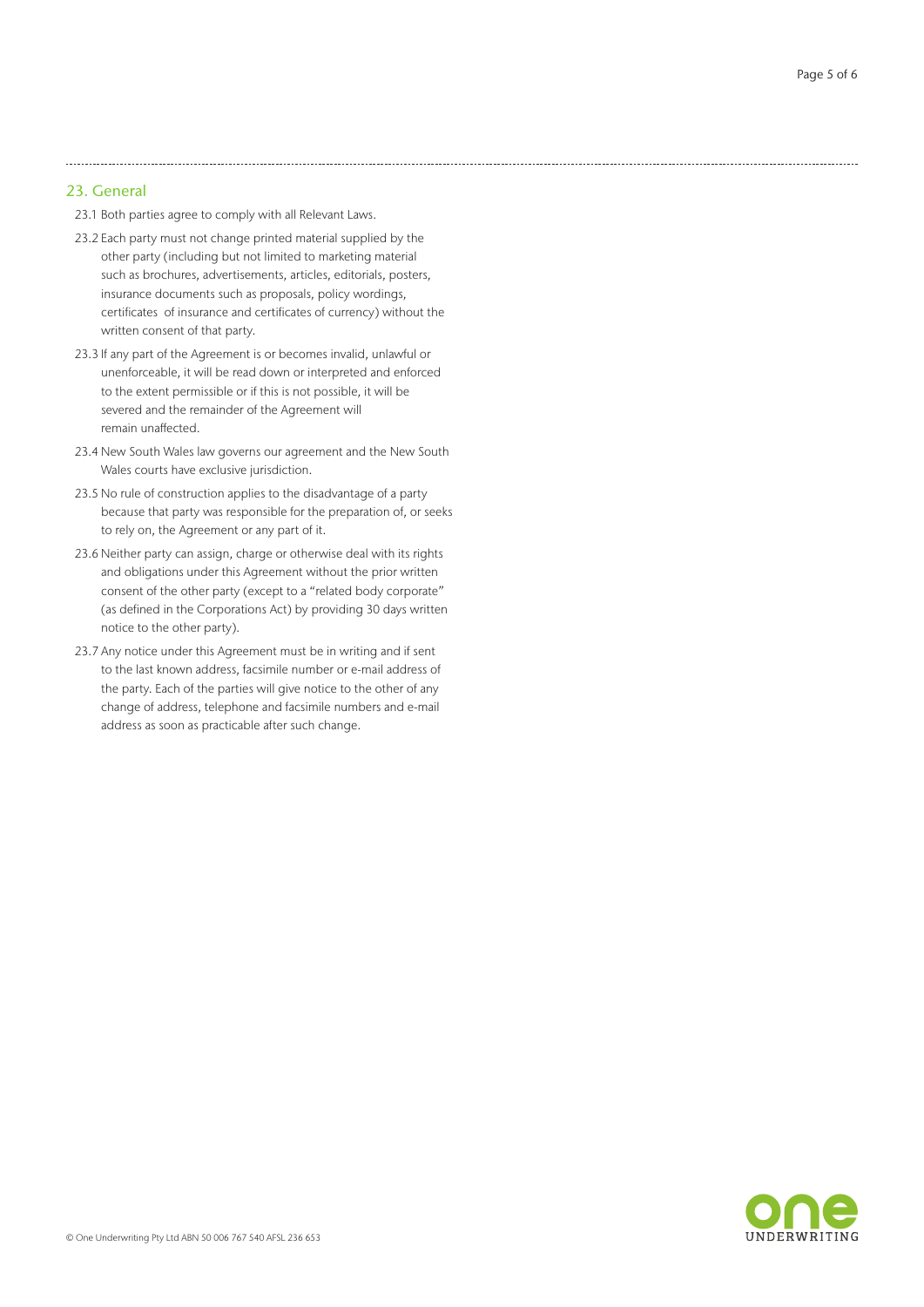## 23. General

23.1 Both parties agree to comply with all Relevant Laws.

23.2 Each party must not change printed material supplied by the other party (including but not limited to marketing material such as brochures, advertisements, articles, editorials, posters, insurance documents such as proposals, policy wordings, certificates of insurance and certificates of currency) without the written consent of that party.

23.3 If any part of the Agreement is or becomes invalid, unlawful or unenforceable, it will be read down or interpreted and enforced to the extent permissible or if this is not possible, it will be severed and the remainder of the Agreement will remain unaffected.

23.4 New South Wales law governs our agreement and the New South Wales courts have exclusive jurisdiction.

23.5 No rule of construction applies to the disadvantage of a party because that party was responsible for the preparation of, or seeks to rely on, the Agreement or any part of it.

23.6 Neither party can assign, charge or otherwise deal with its rights and obligations under this Agreement without the prior written consent of the other party (except to a "related body corporate" (as defined in the Corporations Act) by providing 30 days written notice to the other party).

23.7 Any notice under this Agreement must be in writing and if sent to the last known address, facsimile number or e-mail address of the party. Each of the parties will give notice to the other of any change of address, telephone and facsimile numbers and e-mail address as soon as practicable after such change.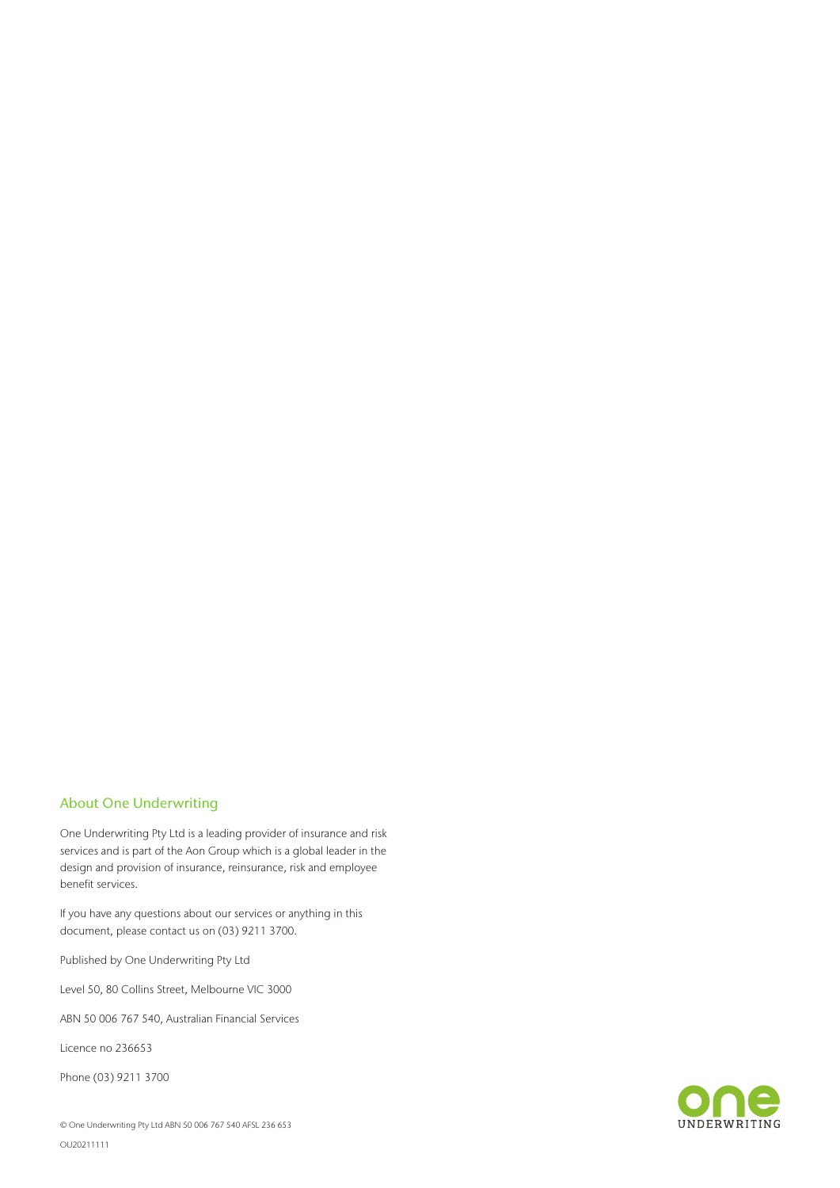## About One Underwriting

One Underwriting Pty Ltd is a leading provider of insurance and risk services and is part of the Aon Group which is a global leader in the design and provision of insurance, reinsurance, risk and employee benefit services.

If you have any questions about our services or anything in this document, please contact us on (03) 9211 3700.

Published by One Underwriting Pty Ltd

Level 50, 80 Collins Street, Melbourne VIC 3000

ABN 50 006 767 540, Australian Financial Services

Licence no 236653

Phone (03) 9211 3700

© One Underwriting Pty Ltd ABN 50 006 767 540 AFSL 236 653

OU20211111

one UNDERWRITING